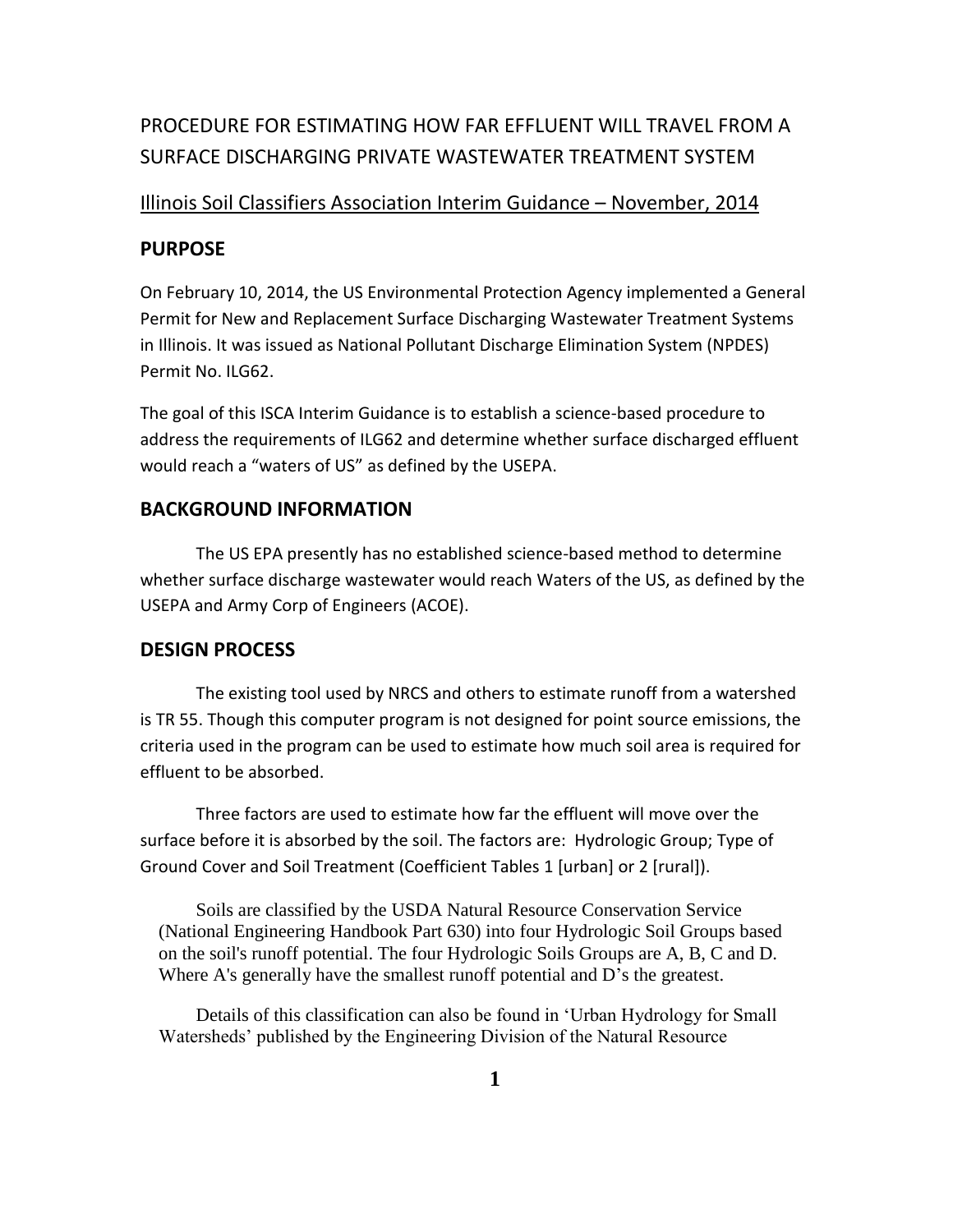# PROCEDURE FOR ESTIMATING HOW FAR EFFLUENT WILL TRAVEL FROM A SURFACE DISCHARGING PRIVATE WASTEWATER TREATMENT SYSTEM

Illinois Soil Classifiers Association Interim Guidance – November, 2014

## PURPOSE

On February 10, 2014, the US Environmental Protection Agency implemented a General Permit for New and Replacement Surface Discharging Wastewater Treatment Systems in Illinois. It was issued as National Pollutant Discharge Elimination System (NPDES) Permit No. ILG62.

The goal of this ISCA Interim Guidance is to establish a science-based procedure to address the requirements of ILG62 and determine whether surface discharged effluent would reach a "waters of US" as defined by the USEPA.

## BACKGROUND INFORMATION

The US EPA presently has no established science-based method to determine whether surface discharge wastewater would reach Waters of the US, as defined by the USEPA and Army Corp of Engineers (ACOE).

## DESIGN PROCESS

The existing tool used by NRCS and others to estimate runoff from a watershed is TR 55. Though this computer program is not designed for point source emissions, the criteria used in the program can be used to estimate how much soil area is required for effluent to be absorbed.

Three factors are used to estimate how far the effluent will move over the surface before it is absorbed by the soil. The factors are: Hydrologic Group; Type of Ground Cover and Soil Treatment (Coefficient Tables 1 [urban] or 2 [rural]).

Soils are classified by the USDA Natural Resource Conservation Service (National Engineering Handbook Part 630) into four Hydrologic Soil Groups based on the soil's runoff potential. The four Hydrologic Soils Groups are A, B, C and D. Where A's generally have the smallest runoff potential and D's the greatest.

Details of this classification can also be found in 'Urban Hydrology for Small Watersheds' published by the Engineering Division of the Natural Resource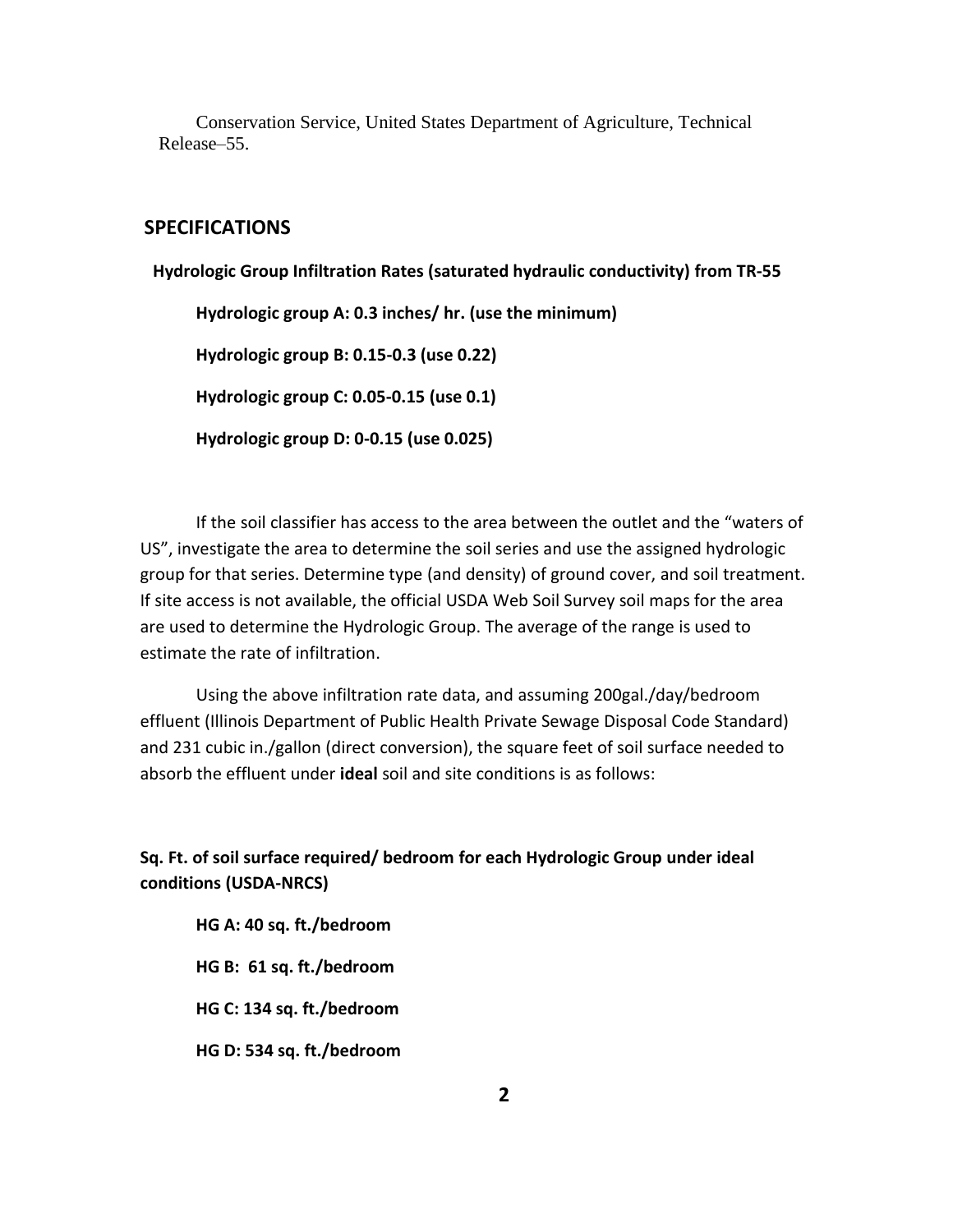Conservation Service, United States Department of Agriculture, Technical Release–55.

## SPECIFICATIONS

**Hydrologic Group Infiltration Rates (saturated hydraulic conductivity) from TR-55**

**Hydrologic group A: 0.3 inches/ hr. (use the minimum)**

**Hydrologic group B: 0.15-0.3 (use 0.22)**

**Hydrologic group C: 0.05-0.15 (use 0.1)**

**Hydrologic group D: 0-0.15 (use 0.025)**

If the soil classifier has access to the area between the outlet and the "waters of US", investigate the area to determine the soil series and use the assigned hydrologic group for that series. Determine type (and density) of ground cover, and soil treatment. If site access is not available, the official USDA Web Soil Survey soil maps for the area are used to determine the Hydrologic Group. The average of the range is used to estimate the rate of infiltration.

Using the above infiltration rate data, and assuming 200gal./day/bedroom effluent (Illinois Department of Public Health Private Sewage Disposal Code Standard) and 231 cubic in./gallon (direct conversion), the square feet of soil surface needed to absorb the effluent under **ideal** soil and site conditions is as follows:

**Sq. Ft. of soil surface required/ bedroom for each Hydrologic Group under ideal conditions (USDA-NRCS)**

**HG A: 40 sq. ft./bedroom**

**HG B: 61 sq. ft./bedroom**

**HG C: 134 sq. ft./bedroom**

**HG D: 534 sq. ft./bedroom**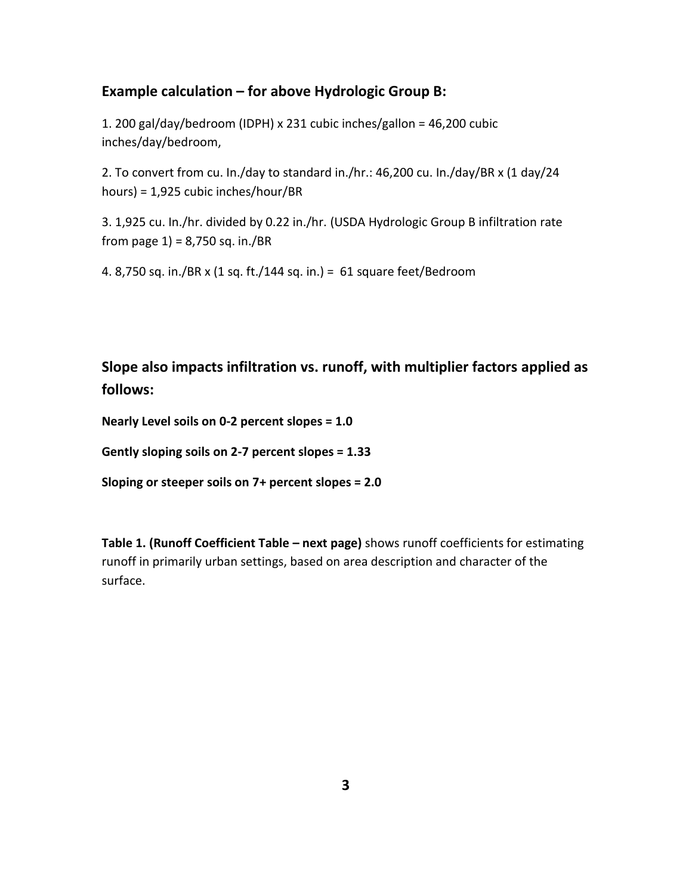## Example calculation – for above Hydrologic Group B:

1. 200 gal/day/bedroom (IDPH) x 231 cubic inches/gallon = 46,200 cubic inches/day/bedroom,

2. To convert from cu. In./day to standard in./hr.: 46,200 cu. In./day/BR x (1 day/24 hours) = 1,925 cubic inches/hour/BR

3. 1,925 cu. In./hr. divided by 0.22 in./hr. (USDA Hydrologic Group B infiltration rate from page 1) = 8,750 sq. in./BR

4. 8,750 sq. in./BR x (1 sq. ft./144 sq. in.) = 61 square feet/Bedroom

## Slope also impacts infiltration vs. runoff, with multiplier factors applied as follows:

**Nearly Level soils on 0-2 percent slopes = 1.0**

**Gently sloping soils on 2-7 percent slopes = 1.33**

**Sloping or steeper soils on 7+ percent slopes = 2.0**

**Table 1. (Runoff Coefficient Table – next page)** shows runoff coefficients for estimating runoff in primarily urban settings, based on area description and character of the surface.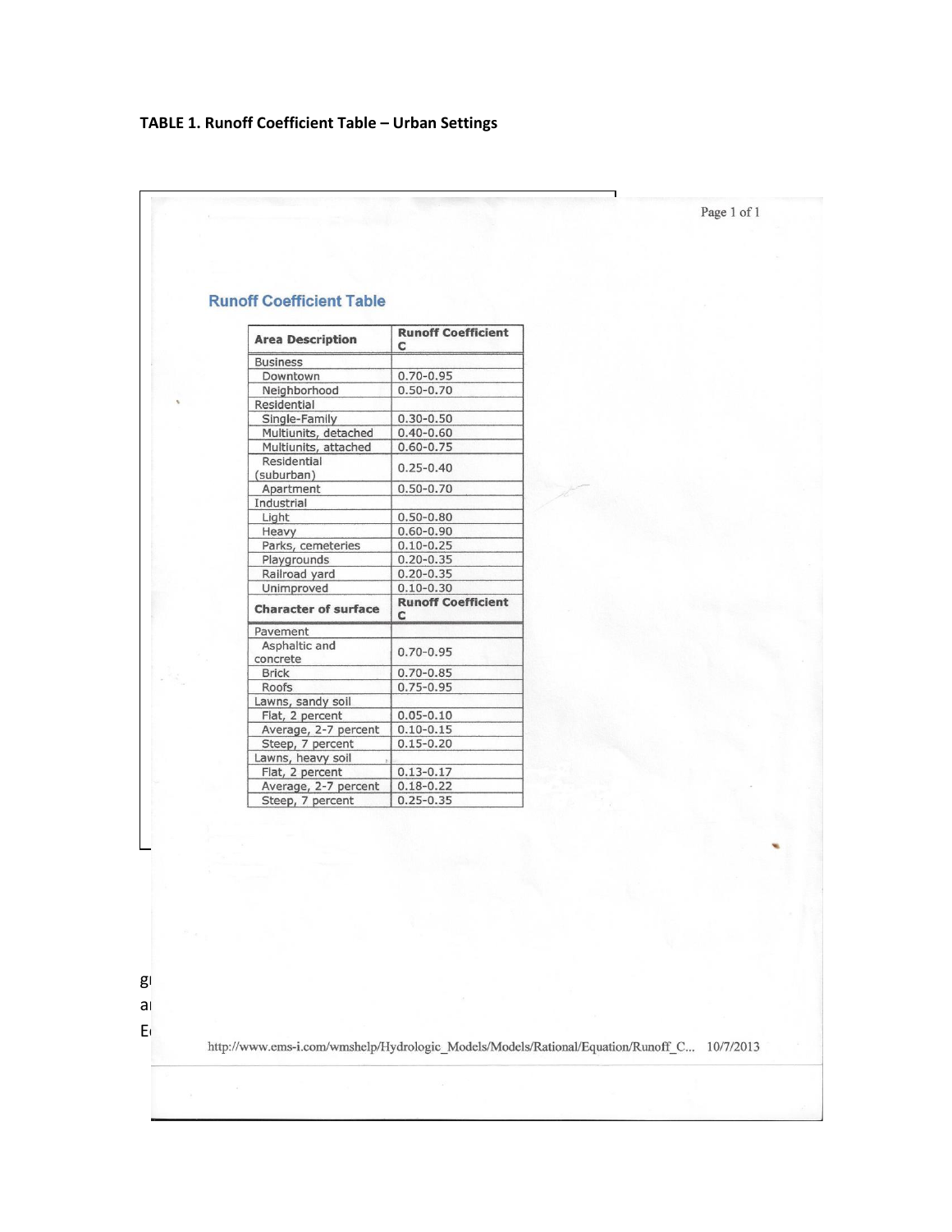**TABLE 1. Runoff Coefficient Table – Urban Settings**

## Runoff Coefficient Table

| Area Description | Runoff Coefficient C |
|---|---|
| Business | |
| Downtown | 0.70-0.95 |
| Neighborhood | 0.50-0.70 |
| Residential | |
| Single-Family | 0.30-0.50 |
| Multiunits, detached | 0.40-0.60 |
| Multiunits, attached | 0.60-0.75 |
| Residential (suburban) | 0.25-0.40 |
| Apartment | 0.50-0.70 |
| Industrial | |
| Light | 0.50-0.80 |
| Heavy | 0.60-0.90 |
| Parks, cemeteries | 0.10-0.25 |
| Playgrounds | 0.20-0.35 |
| Railroad yard | 0.20-0.35 |
| Unimproved | 0.10-0.30 |
| **Character of surface** | **Runoff Coefficient C** |
| Pavement | |
| Asphaltic and concrete | 0.70-0.95 |
| Brick | 0.70-0.85 |
| Roofs | 0.75-0.95 |
| Lawns, sandy soil | |
| Flat, 2 percent | 0.05-0.10 |
| Average, 2-7 percent | 0.10-0.15 |
| Steep, 7 percent | 0.15-0.20 |
| Lawns, heavy soil | |
| Flat, 2 percent | 0.13-0.17 |
| Average, 2-7 percent | 0.18-0.22 |
| Steep, 7 percent | 0.25-0.35 |

http://www.ems-i.com/wmshelp/Hydrologic_Models/Models/Rational/Equation/Runoff_C... 10/7/2013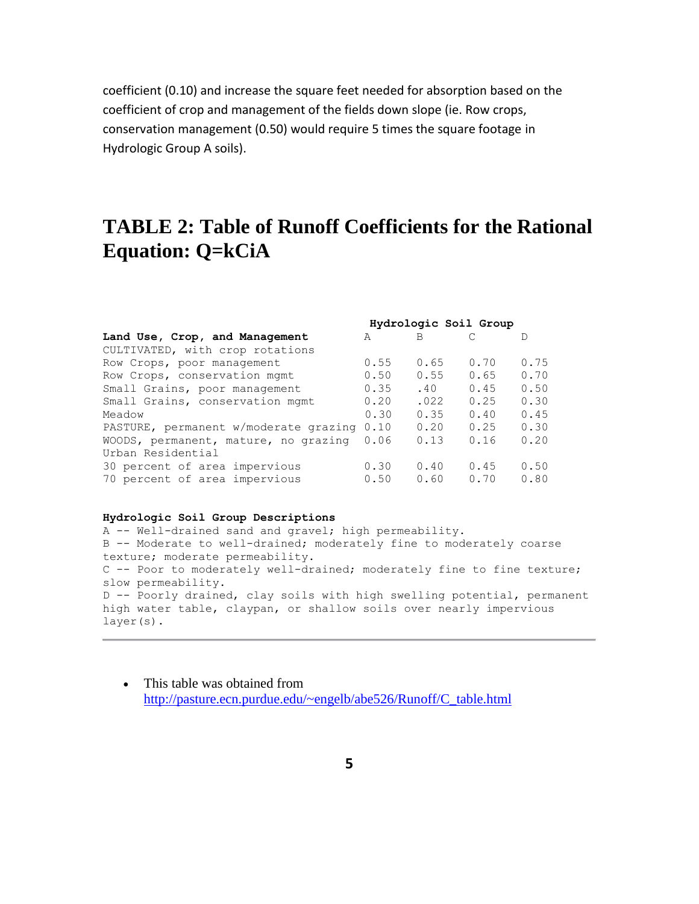coefficient (0.10) and increase the square feet needed for absorption based on the coefficient of crop and management of the fields down slope (ie. Row crops, conservation management (0.50) would require 5 times the square footage in Hydrologic Group A soils).

# TABLE 2: Table of Runoff Coefficients for the Rational Equation: Q=kCiA

| | Hydrologic Soil Group | | | |
|---|---|---|---|---|
| **Land Use, Crop, and Management** | A | B | C | D |
| CULTIVATED, with crop rotations | | | | |
| Row Crops, poor management | 0.55 | 0.65 | 0.70 | 0.75 |
| Row Crops, conservation mgmt | 0.50 | 0.55 | 0.65 | 0.70 |
| Small Grains, poor management | 0.35 | .40 | 0.45 | 0.50 |
| Small Grains, conservation mgmt | 0.20 | .022 | 0.25 | 0.30 |
| Meadow | 0.30 | 0.35 | 0.40 | 0.45 |
| PASTURE, permanent w/moderate grazing | 0.10 | 0.20 | 0.25 | 0.30 |
| WOODS, permanent, mature, no grazing | 0.06 | 0.13 | 0.16 | 0.20 |
| Urban Residential | | | | |
| 30 percent of area impervious | 0.30 | 0.40 | 0.45 | 0.50 |
| 70 percent of area impervious | 0.50 | 0.60 | 0.70 | 0.80 |

**Hydrologic Soil Group Descriptions**

A -- Well-drained sand and gravel; high permeability.

B -- Moderate to well-drained; moderately fine to moderately coarse texture; moderate permeability.

C -- Poor to moderately well-drained; moderately fine to fine texture; slow permeability.

D -- Poorly drained, clay soils with high swelling potential, permanent high water table, claypan, or shallow soils over nearly impervious layer(s).

---

- This table was obtained from http://pasture.ecn.purdue.edu/~engelb/abe526/Runoff/C_table.html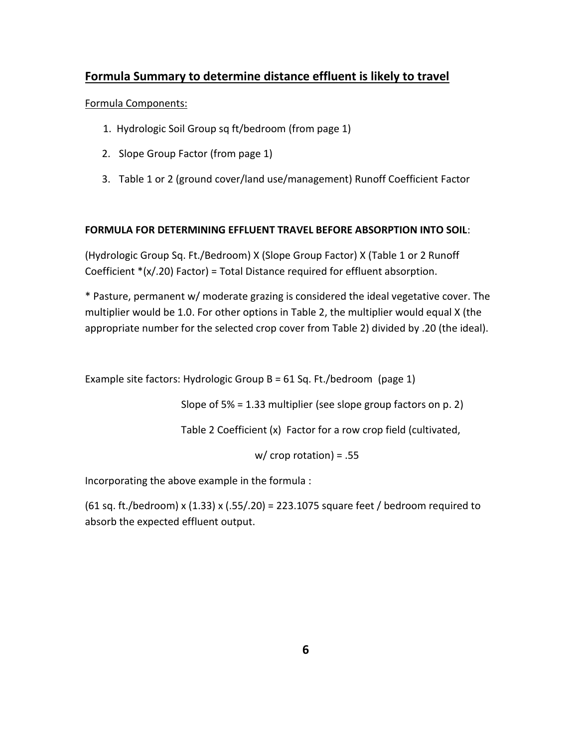## Formula Summary to determine distance effluent is likely to travel

Formula Components:

1. Hydrologic Soil Group sq ft/bedroom (from page 1)
2. Slope Group Factor (from page 1)
3. Table 1 or 2 (ground cover/land use/management) Runoff Coefficient Factor

**FORMULA FOR DETERMINING EFFLUENT TRAVEL BEFORE ABSORPTION INTO SOIL**:

(Hydrologic Group Sq. Ft./Bedroom) X (Slope Group Factor) X (Table 1 or 2 Runoff Coefficient *(x/.20) Factor) = Total Distance required for effluent absorption.

* Pasture, permanent w/ moderate grazing is considered the ideal vegetative cover. The multiplier would be 1.0. For other options in Table 2, the multiplier would equal X (the appropriate number for the selected crop cover from Table 2) divided by .20 (the ideal).

Example site factors: Hydrologic Group B = 61 Sq. Ft./bedroom (page 1)

Slope of 5% = 1.33 multiplier (see slope group factors on p. 2)

Table 2 Coefficient (x) Factor for a row crop field (cultivated, w/ crop rotation) = .55

Incorporating the above example in the formula :

(61 sq. ft./bedroom) x (1.33) x (.55/.20) = 223.1075 square feet / bedroom required to absorb the expected effluent output.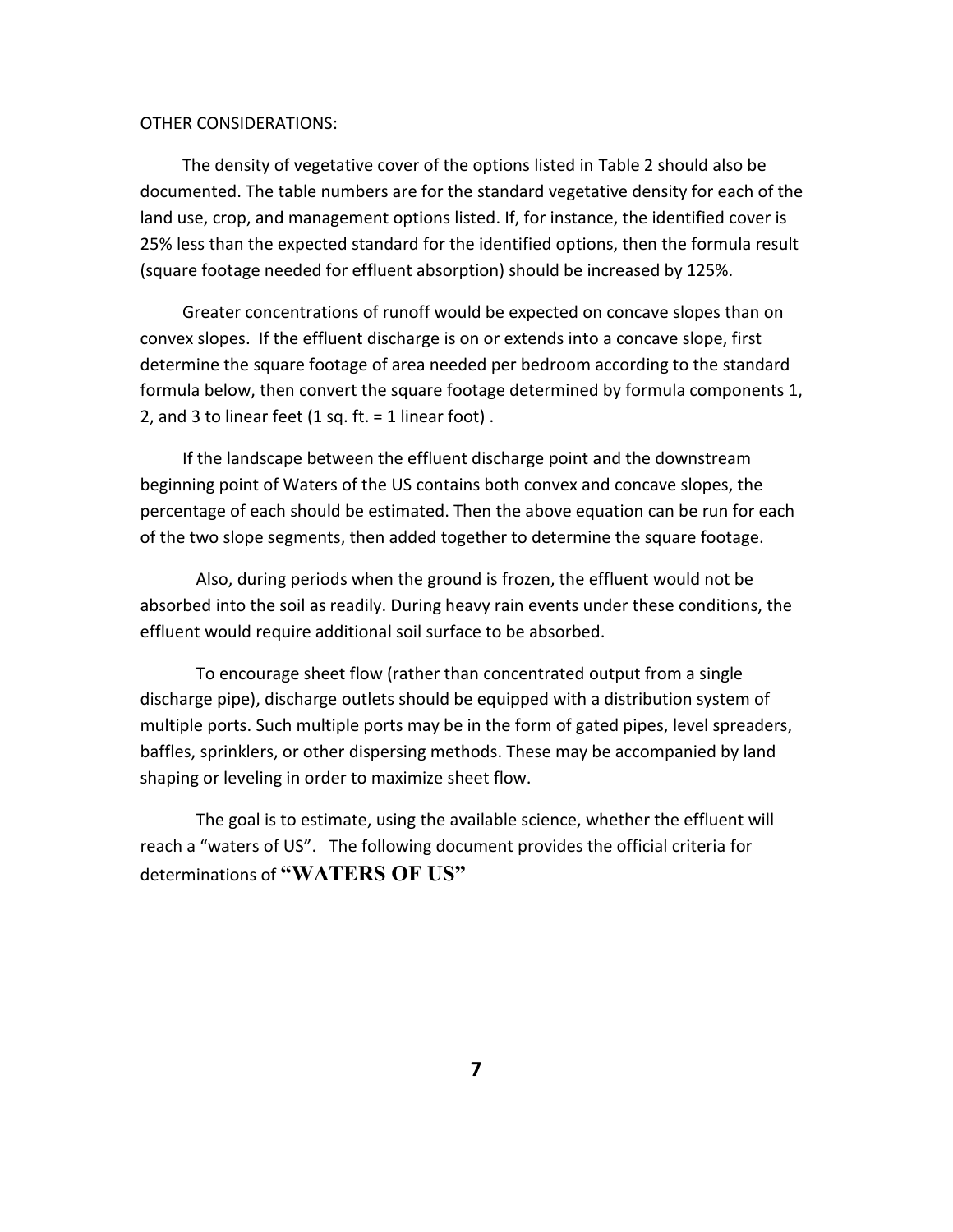OTHER CONSIDERATIONS:

The density of vegetative cover of the options listed in Table 2 should also be documented. The table numbers are for the standard vegetative density for each of the land use, crop, and management options listed. If, for instance, the identified cover is 25% less than the expected standard for the identified options, then the formula result (square footage needed for effluent absorption) should be increased by 125%.

Greater concentrations of runoff would be expected on concave slopes than on convex slopes. If the effluent discharge is on or extends into a concave slope, first determine the square footage of area needed per bedroom according to the standard formula below, then convert the square footage determined by formula components 1, 2, and 3 to linear feet (1 sq. ft. = 1 linear foot) .

If the landscape between the effluent discharge point and the downstream beginning point of Waters of the US contains both convex and concave slopes, the percentage of each should be estimated. Then the above equation can be run for each of the two slope segments, then added together to determine the square footage.

Also, during periods when the ground is frozen, the effluent would not be absorbed into the soil as readily. During heavy rain events under these conditions, the effluent would require additional soil surface to be absorbed.

To encourage sheet flow (rather than concentrated output from a single discharge pipe), discharge outlets should be equipped with a distribution system of multiple ports. Such multiple ports may be in the form of gated pipes, level spreaders, baffles, sprinklers, or other dispersing methods. These may be accompanied by land shaping or leveling in order to maximize sheet flow.

The goal is to estimate, using the available science, whether the effluent will reach a "waters of US". The following document provides the official criteria for determinations of **"WATERS OF US"**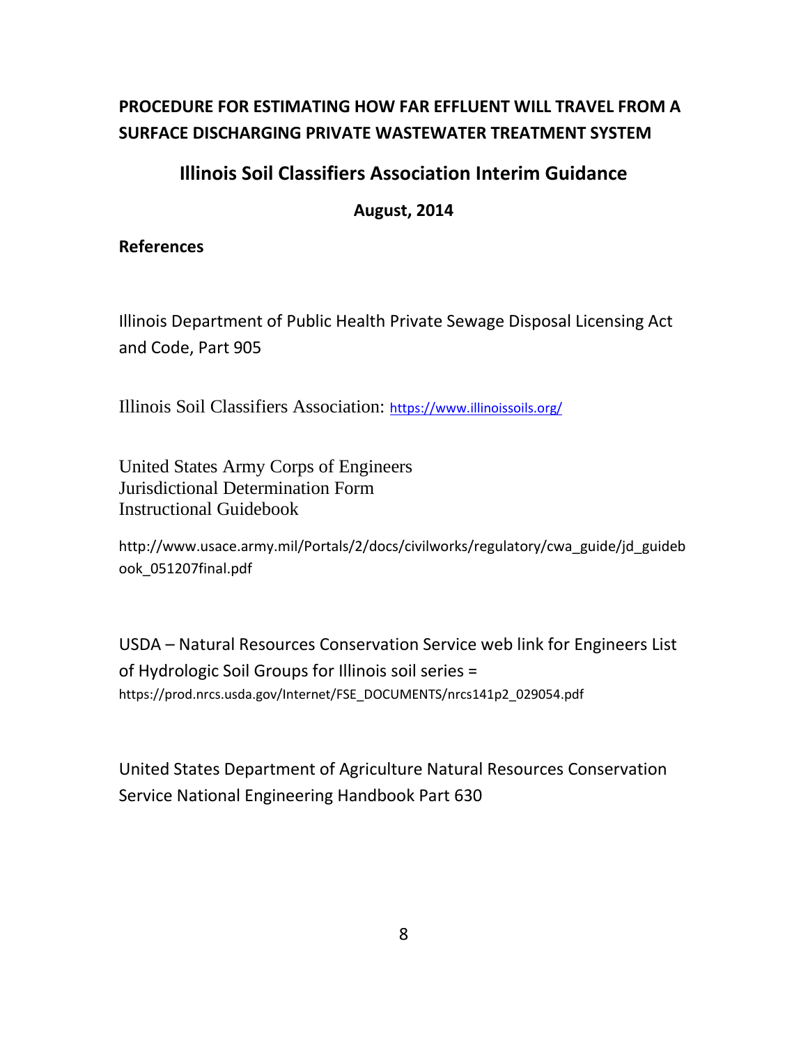**PROCEDURE FOR ESTIMATING HOW FAR EFFLUENT WILL TRAVEL FROM A SURFACE DISCHARGING PRIVATE WASTEWATER TREATMENT SYSTEM**

## Illinois Soil Classifiers Association Interim Guidance

**August, 2014**

### References

Illinois Department of Public Health Private Sewage Disposal Licensing Act and Code, Part 905

Illinois Soil Classifiers Association: https://www.illinoissoils.org/

United States Army Corps of Engineers
Jurisdictional Determination Form
Instructional Guidebook

http://www.usace.army.mil/Portals/2/docs/civilworks/regulatory/cwa_guide/jd_guidebook_051207final.pdf

USDA – Natural Resources Conservation Service web link for Engineers List of Hydrologic Soil Groups for Illinois soil series = https://prod.nrcs.usda.gov/Internet/FSE_DOCUMENTS/nrcs141p2_029054.pdf

United States Department of Agriculture Natural Resources Conservation Service National Engineering Handbook Part 630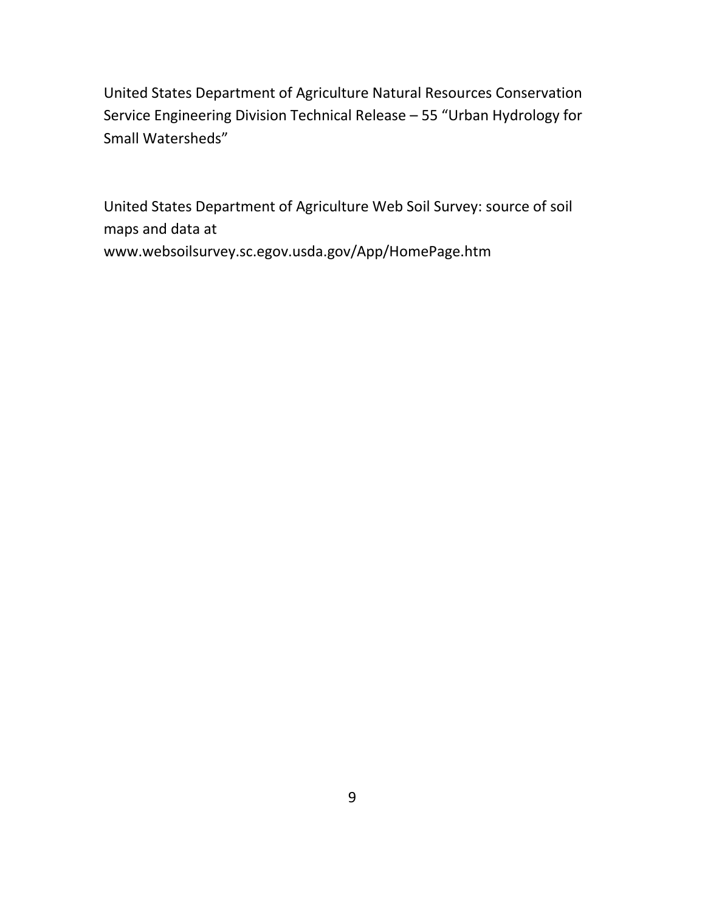United States Department of Agriculture Natural Resources Conservation Service Engineering Division Technical Release – 55 "Urban Hydrology for Small Watersheds"

United States Department of Agriculture Web Soil Survey: source of soil maps and data at www.websoilsurvey.sc.egov.usda.gov/App/HomePage.htm